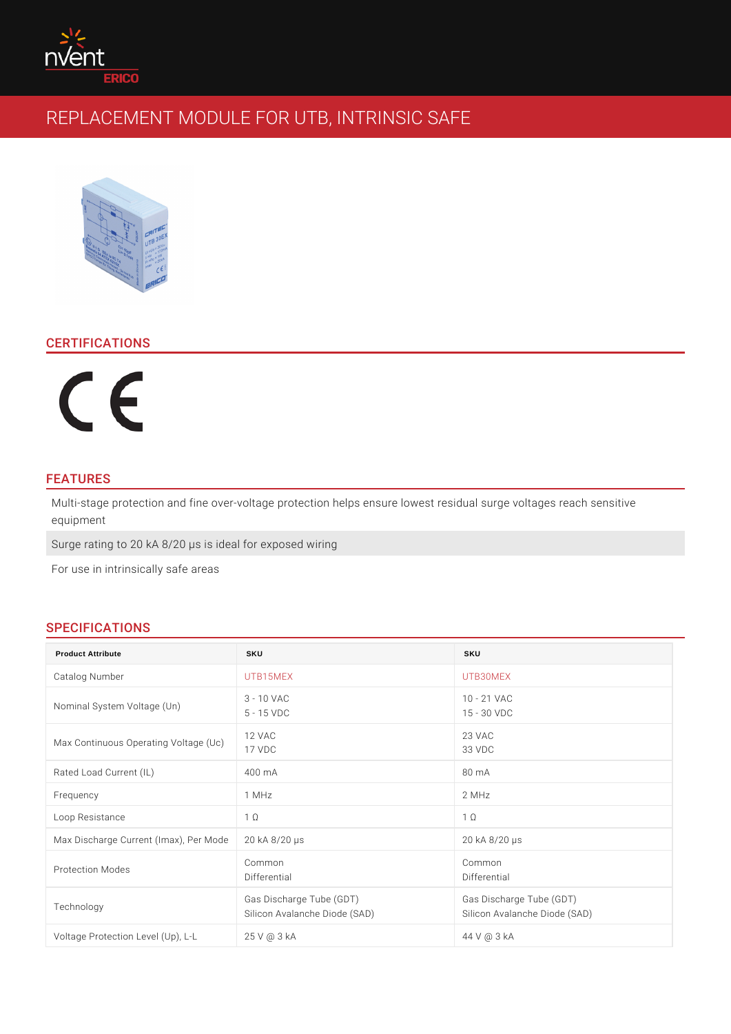# REPLACEMENT MODULE FOR UTB, INTRINSIC SAFE

## CERTIFICATIONS

CE

## FEATURES

Multi-stage protection and fine over-voltage protection helps ensure lowest residual surge voltages reach sensitive equipment

Surge rating to 20 kA 8/20 µs is ideal for exposed wiring

For use in intrinsically safe areas

## SPECIFICATIONS

| Product Attribute | SKU | SKU |
|---|---|---|
| Catalog Number | UTB15MEX | UTB30MEX |
| Nominal System Voltage (Un) | 3 - 10 VAC<br>5 - 15 VDC | 10 - 21 VAC<br>15 - 30 VDC |
| Max Continuous Operating Voltage (Uc) | 12 VAC<br>17 VDC | 23 VAC<br>33 VDC |
| Rated Load Current (IL) | 400 mA | 80 mA |
| Frequency | 1 MHz | 2 MHz |
| Loop Resistance | 1 Ω | 1 Ω |
| Max Discharge Current (Imax), Per Mode | 20 kA 8/20 µs | 20 kA 8/20 µs |
| Protection Modes | Common<br>Differential | Common<br>Differential |
| Technology | Gas Discharge Tube (GDT)<br>Silicon Avalanche Diode (SAD) | Gas Discharge Tube (GDT)<br>Silicon Avalanche Diode (SAD) |
| Voltage Protection Level (Up), L-L | 25 V @ 3 kA | 44 V @ 3 kA |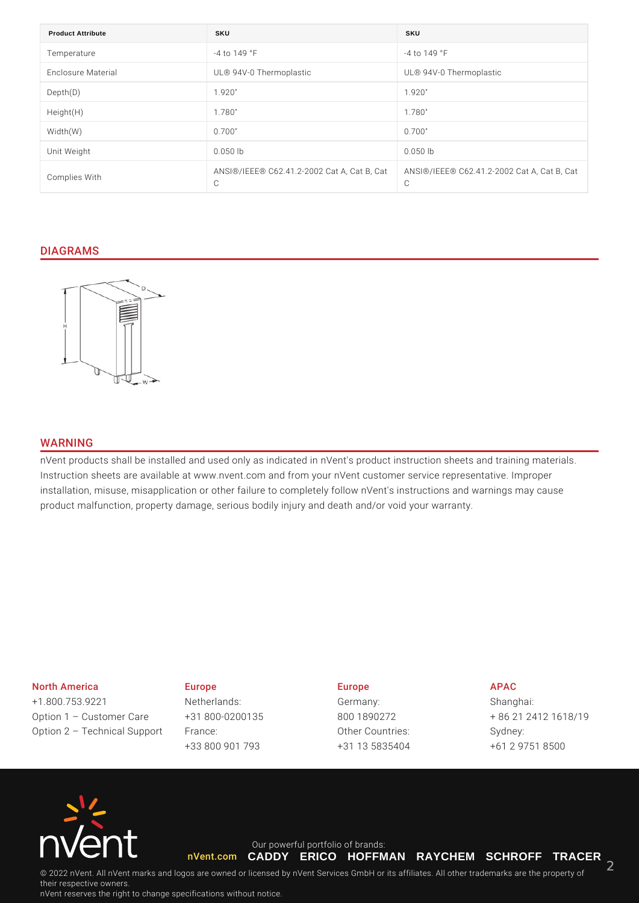| Product Attribute | SKU | SKU |
|---|---|---|
| Temperature | -4 to 149 °F | -4 to 149 °F |
| Enclosure Material | UL® 94V-0 Thermoplastic | UL® 94V-0 Thermoplastic |
| Depth(D) | 1.920" | 1.920" |
| Height(H) | 1.780" | 1.780" |
| Width(W) | 0.700" | 0.700" |
| Unit Weight | 0.050 lb | 0.050 lb |
| Complies With | ANSI®/IEEE® C62.41.2-2002 Cat A, Cat B, Cat C | ANSI®/IEEE® C62.41.2-2002 Cat A, Cat B, Cat C |

## DIAGRAMS

D

H

W

## WARNING

nVent products shall be installed and used only as indicated in nVent's product instruction sheets and training materials. Instruction sheets are available at www.nvent.com and from your nVent customer service representative. Improper installation, misuse, misapplication or other failure to completely follow nVent's instructions and warnings may cause product malfunction, property damage, serious bodily injury and death and/or void your warranty.

**North America**
+1.800.753.9221
Option 1 – Customer Care
Option 2 – Technical Support

**Europe**
Netherlands:
+31 800-0200135
France:
+33 800 901 793

**Europe**
Germany:
800 1890272
Other Countries:
+31 13 5835404

**APAC**
Shanghai:
+ 86 21 2412 1618/19
Sydney:
+61 2 9751 8500

Our powerful portfolio of brands:
nVent.com CADDY ERICO HOFFMAN RAYCHEM SCHROFF TRACER

© 2022 nVent. All nVent marks and logos are owned or licensed by nVent Services GmbH or its affiliates. All other trademarks are the property of their respective owners.
nVent reserves the right to change specifications without notice.